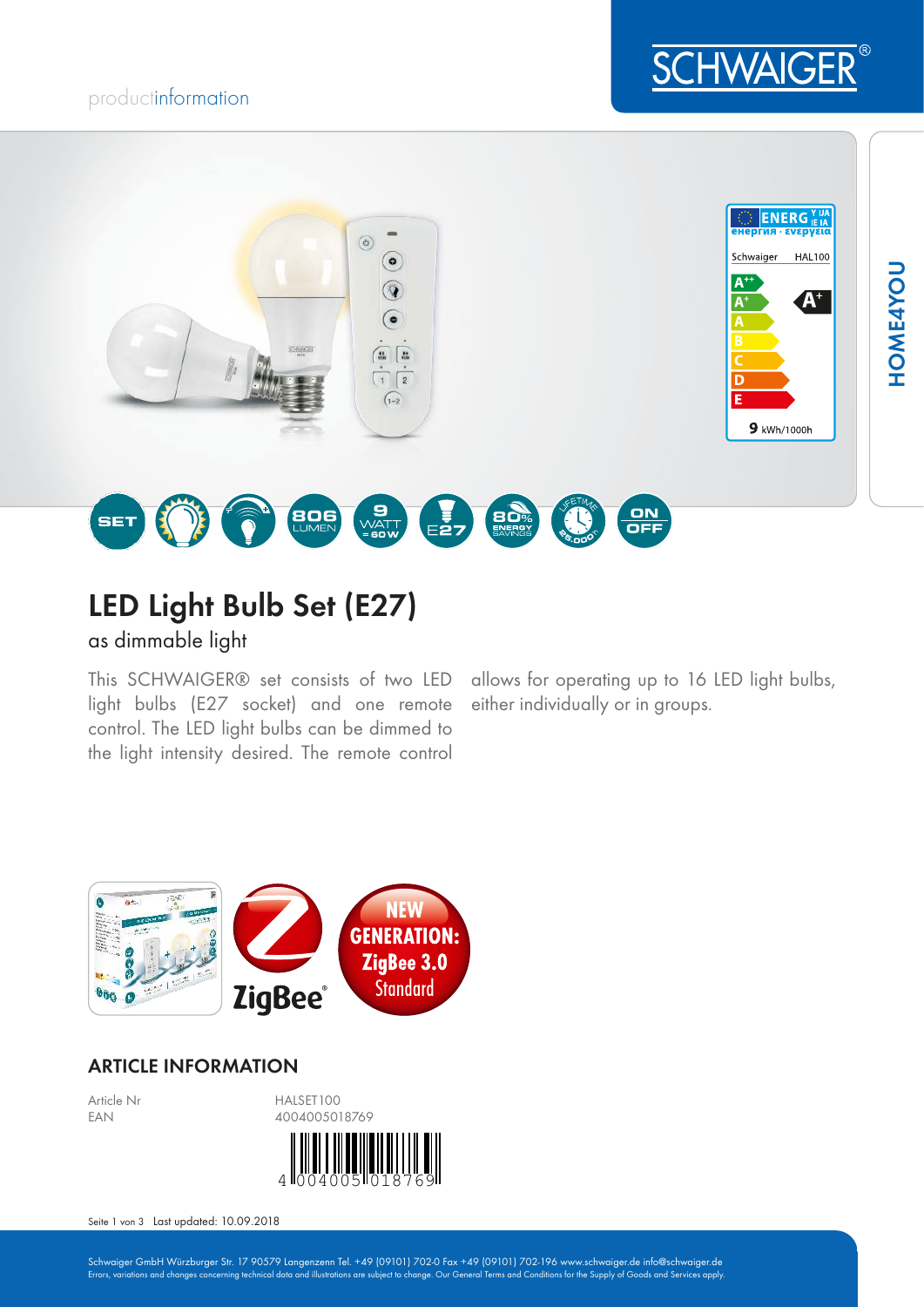productinformation

SCHWAIGER®

HOME4YOU

# LED Light Bulb Set (E27)

as dimmable light

This SCHWAIGER® set consists of two LED light bulbs (E27 socket) and one remote control. The LED light bulbs can be dimmed to the light intensity desired. The remote control allows for operating up to 16 LED light bulbs, either individually or in groups.

## ARTICLE INFORMATION

| | |
|---|---|
| Article Nr | HALSET100 |
| EAN | 4004005018769 |

Seite 1 von 3 Last updated: 10.09.2018

Schwaiger GmbH Würzburger Str. 17 90579 Langenzenn Tel. +49 (09101) 702-0 Fax +49 (09101) 702-196 www.schwaiger.de info@schwaiger.de
Errors, variations and changes concerning technical data and illustrations are subject to change. Our General Terms and Conditions for the Supply of Goods and Services apply.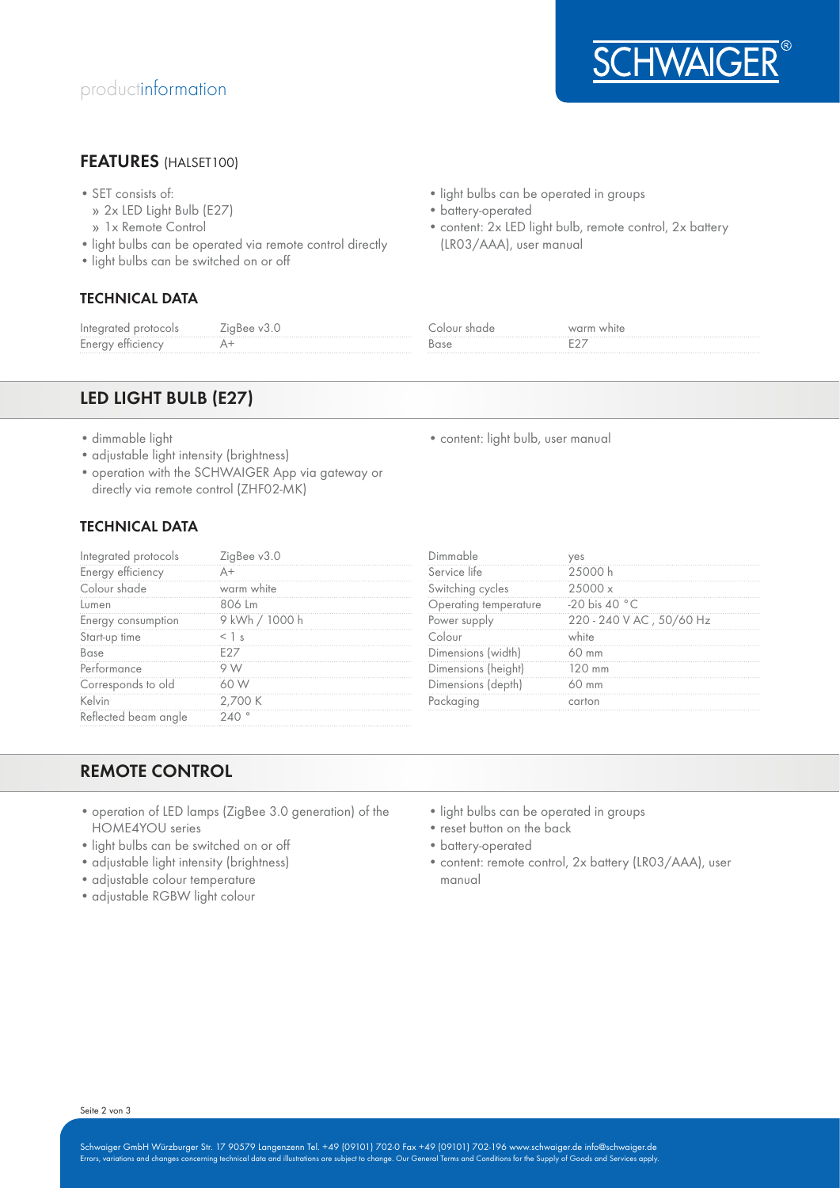## FEATURES (HALSET100)

- SET consists of:
  - 2x LED Light Bulb (E27)
  - 1x Remote Control
- light bulbs can be operated via remote control directly
- light bulbs can be switched on or off
- light bulbs can be operated in groups
- battery-operated
- content: 2x LED light bulb, remote control, 2x battery (LR03/AAA), user manual

### TECHNICAL DATA

| | | | |
|---|---|---|---|
| Integrated protocols | ZigBee v3.0 | Colour shade | warm white |
| Energy efficiency | A+ | Base | E27 |

## LED LIGHT BULB (E27)

- dimmable light
- adjustable light intensity (brightness)
- operation with the SCHWAIGER App via gateway or directly via remote control (ZHF02-MK)
- content: light bulb, user manual

### TECHNICAL DATA

| | | | |
|---|---|---|---|
| Integrated protocols | ZigBee v3.0 | Dimmable | yes |
| Energy efficiency | A+ | Service life | 25000 h |
| Colour shade | warm white | Switching cycles | 25000 x |
| Lumen | 806 Lm | Operating temperature | -20 bis 40 °C |
| Energy consumption | 9 kWh / 1000 h | Power supply | 220 - 240 V AC , 50/60 Hz |
| Start-up time | < 1 s | Colour | white |
| Base | E27 | Dimensions (width) | 60 mm |
| Performance | 9 W | Dimensions (height) | 120 mm |
| Corresponds to old | 60 W | Dimensions (depth) | 60 mm |
| Kelvin | 2,700 K | Packaging | carton |
| Reflected beam angle | 240 ° | | |

## REMOTE CONTROL

- operation of LED lamps (ZigBee 3.0 generation) of the HOME4YOU series
- light bulbs can be switched on or off
- adjustable light intensity (brightness)
- adjustable colour temperature
- adjustable RGBW light colour
- light bulbs can be operated in groups
- reset button on the back
- battery-operated
- content: remote control, 2x battery (LR03/AAA), user manual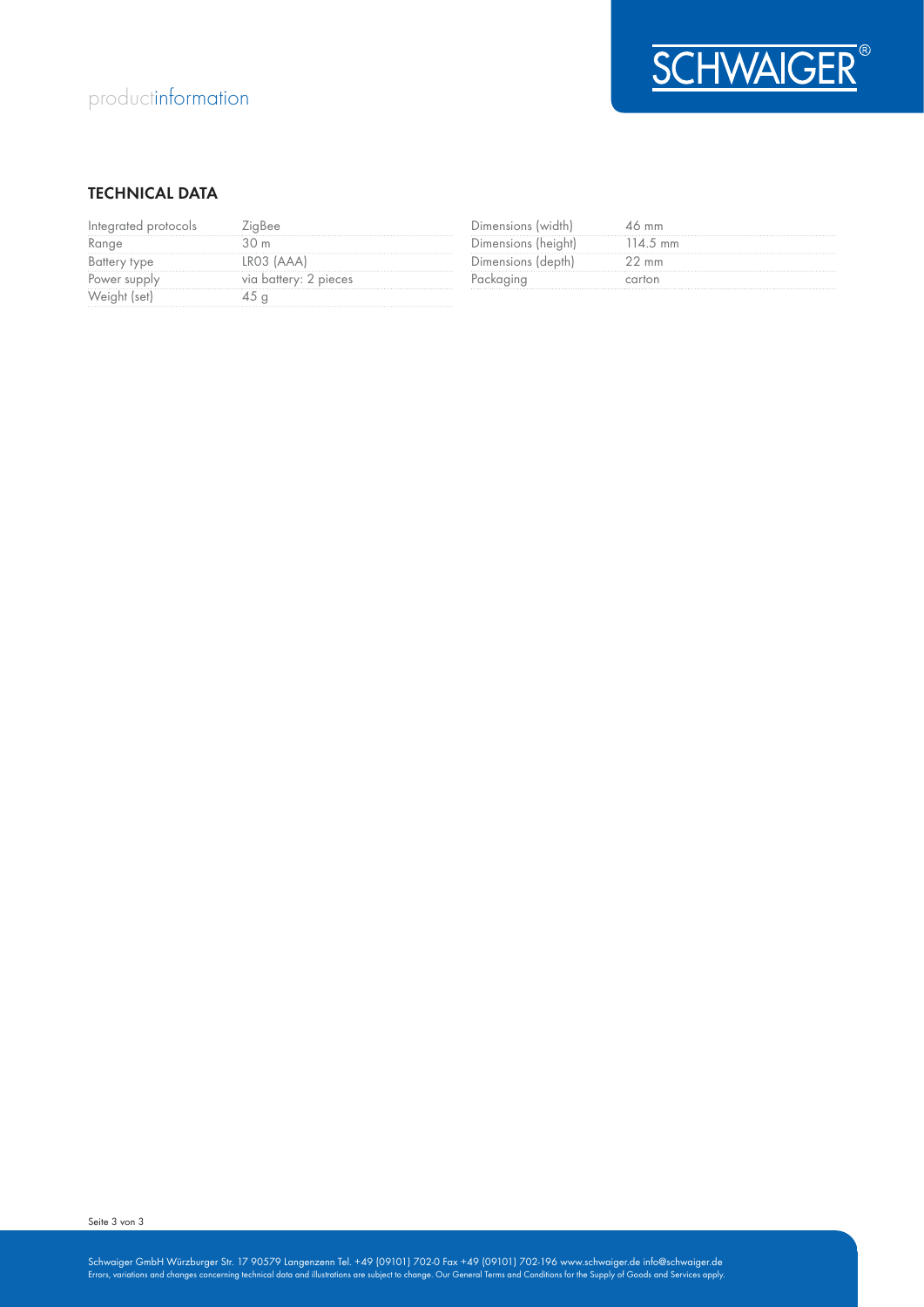## TECHNICAL DATA

| | |
|---|---|
| Integrated protocols | ZigBee |
| Range | 30 m |
| Battery type | LR03 (AAA) |
| Power supply | via battery: 2 pieces |
| Weight (set) | 45 g |
| Dimensions (width) | 46 mm |
| Dimensions (height) | 114.5 mm |
| Dimensions (depth) | 22 mm |
| Packaging | carton |